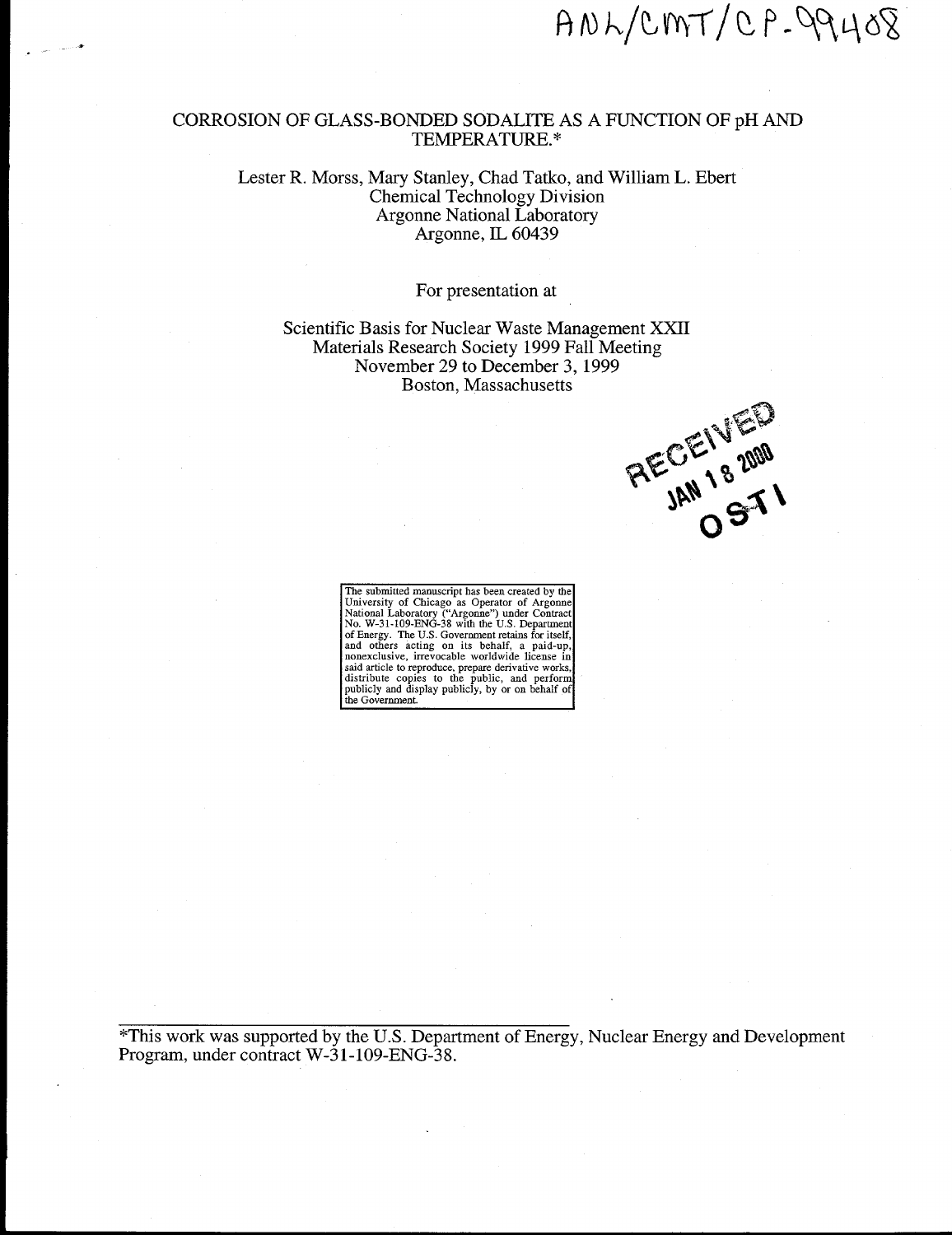ANL/CMT/CP-99408

# CORROSION OF GLASS-BONDED SODALITE AS A FUNCTION OF pH AND TEMPERATURE.*

Lester R. Morss, Mary Stanley, Chad Tatko, and William L. Ebert
Chemical Technology Division
Argonne National Laboratory
Argonne, IL 60439

For presentation at

Scientific Basis for Nuclear Waste Management XXII
Materials Research Society 1999 Fall Meeting
November 29 to December 3, 1999
Boston, Massachusetts

RECEIVED
JAN 18 2000
OSTI

The submitted manuscript has been created by the University of Chicago as Operator of Argonne National Laboratory ("Argonne") under Contract No. W-31-109-ENG-38 with the U.S. Department of Energy. The U.S. Government retains for itself, and others acting on its behalf, a paid-up, nonexclusive, irrevocable worldwide license in said article to reproduce, prepare derivative works, distribute copies to the public, and perform publicly and display publicly, by or on behalf of the Government.

*This work was supported by the U.S. Department of Energy, Nuclear Energy and Development Program, under contract W-31-109-ENG-38.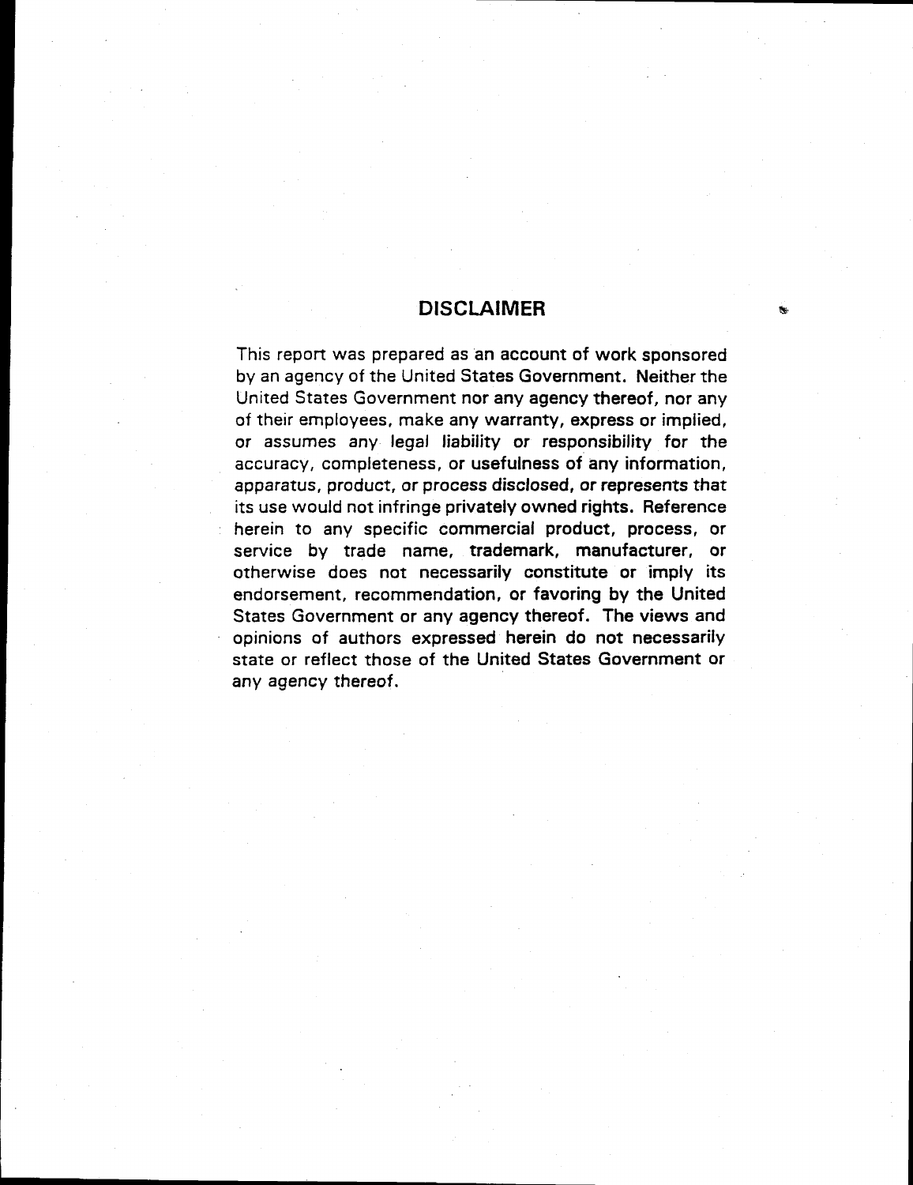## DISCLAIMER

This report was prepared as an account of work sponsored by an agency of the United States Government. Neither the United States Government nor any agency thereof, nor any of their employees, make any warranty, express or implied, or assumes any legal liability or responsibility for the accuracy, completeness, or usefulness of any information, apparatus, product, or process disclosed, or represents that its use would not infringe privately owned rights. Reference herein to any specific commercial product, process, or service by trade name, trademark, manufacturer, or otherwise does not necessarily constitute or imply its endorsement, recommendation, or favoring by the United States Government or any agency thereof. The views and opinions of authors expressed herein do not necessarily state or reflect those of the United States Government or any agency thereof.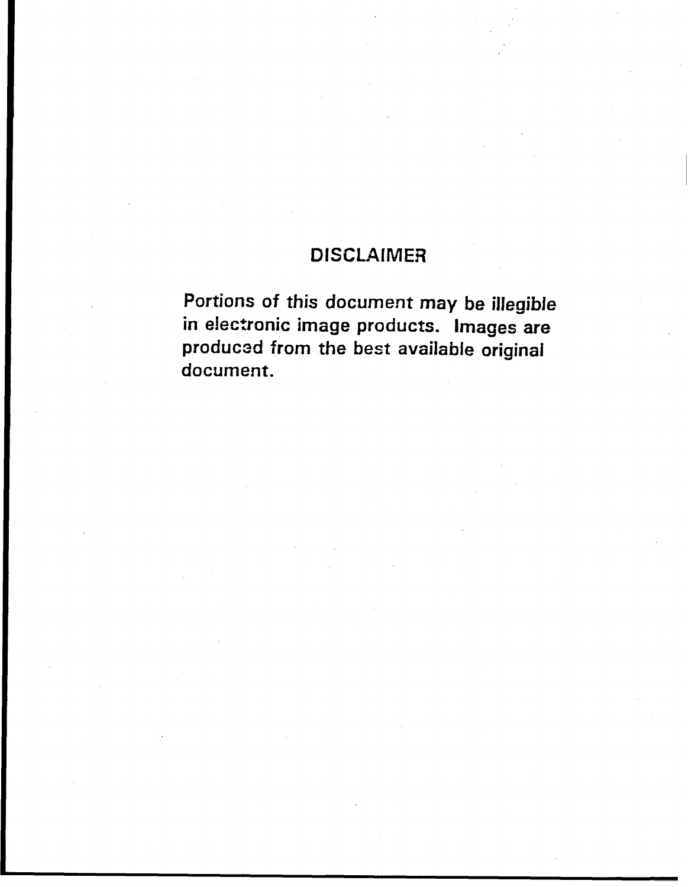# DISCLAIMER

Portions of this document may be illegible in electronic image products. Images are produced from the best available original document.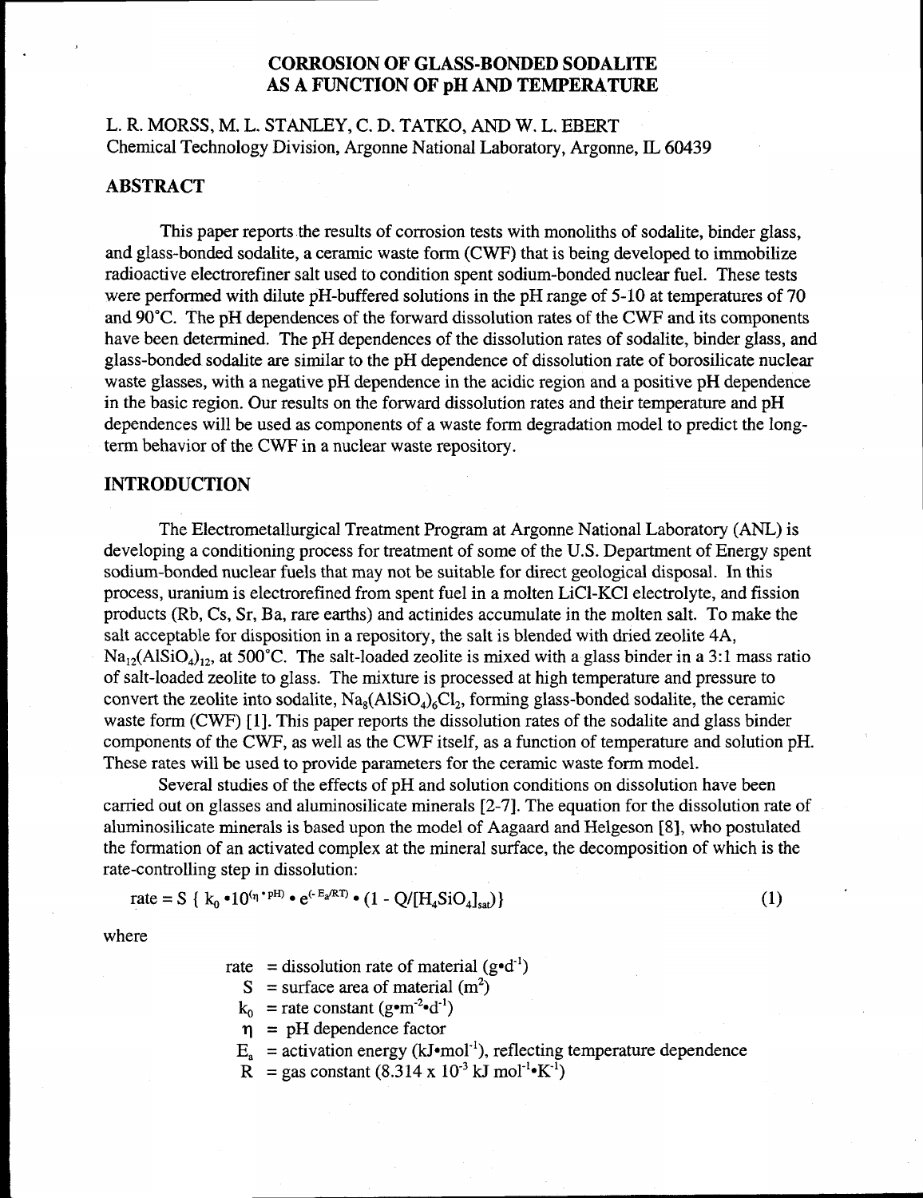# CORROSION OF GLASS-BONDED SODALITE AS A FUNCTION OF pH AND TEMPERATURE

L. R. MORSS, M. L. STANLEY, C. D. TATKO, AND W. L. EBERT
Chemical Technology Division, Argonne National Laboratory, Argonne, IL 60439

## ABSTRACT

This paper reports the results of corrosion tests with monoliths of sodalite, binder glass, and glass-bonded sodalite, a ceramic waste form (CWF) that is being developed to immobilize radioactive electrorefiner salt used to condition spent sodium-bonded nuclear fuel. These tests were performed with dilute pH-buffered solutions in the pH range of 5-10 at temperatures of 70 and 90°C. The pH dependences of the forward dissolution rates of the CWF and its components have been determined. The pH dependences of the dissolution rates of sodalite, binder glass, and glass-bonded sodalite are similar to the pH dependence of dissolution rate of borosilicate nuclear waste glasses, with a negative pH dependence in the acidic region and a positive pH dependence in the basic region. Our results on the forward dissolution rates and their temperature and pH dependences will be used as components of a waste form degradation model to predict the long-term behavior of the CWF in a nuclear waste repository.

## INTRODUCTION

The Electrometallurgical Treatment Program at Argonne National Laboratory (ANL) is developing a conditioning process for treatment of some of the U.S. Department of Energy spent sodium-bonded nuclear fuels that may not be suitable for direct geological disposal. In this process, uranium is electrorefined from spent fuel in a molten LiCl-KCl electrolyte, and fission products (Rb, Cs, Sr, Ba, rare earths) and actinides accumulate in the molten salt. To make the salt acceptable for disposition in a repository, the salt is blended with dried zeolite 4A, $Na_{12}(AlSiO_4)_{12}$, at 500°C. The salt-loaded zeolite is mixed with a glass binder in a 3:1 mass ratio of salt-loaded zeolite to glass. The mixture is processed at high temperature and pressure to convert the zeolite into sodalite, $Na_8(AlSiO_4)_6Cl_2$, forming glass-bonded sodalite, the ceramic waste form (CWF) [1]. This paper reports the dissolution rates of the sodalite and glass binder components of the CWF, as well as the CWF itself, as a function of temperature and solution pH. These rates will be used to provide parameters for the ceramic waste form model.

Several studies of the effects of pH and solution conditions on dissolution have been carried out on glasses and aluminosilicate minerals [2-7]. The equation for the dissolution rate of aluminosilicate minerals is based upon the model of Aagaard and Helgeson [8], who postulated the formation of an activated complex at the mineral surface, the decomposition of which is the rate-controlling step in dissolution:

$$\text{rate} = S\ \{\ k_0 \cdot 10^{(\eta \cdot \text{pH})} \cdot e^{(-E_a/RT)} \cdot (1 - Q/[H_4SiO_4]_{sat})\} \qquad (1)$$

where

- rate = dissolution rate of material ($g{\bullet}d^{-1}$)
- $S$ = surface area of material ($m^2$)
- $k_0$ = rate constant ($g{\bullet}m^{-2}{\bullet}d^{-1}$)
- $\eta$ = pH dependence factor
- $E_a$ = activation energy ($kJ{\bullet}mol^{-1}$), reflecting temperature dependence
- $R$ = gas constant ($8.314 \times 10^{-3}$ kJ $mol^{-1}{\bullet}K^{-1}$)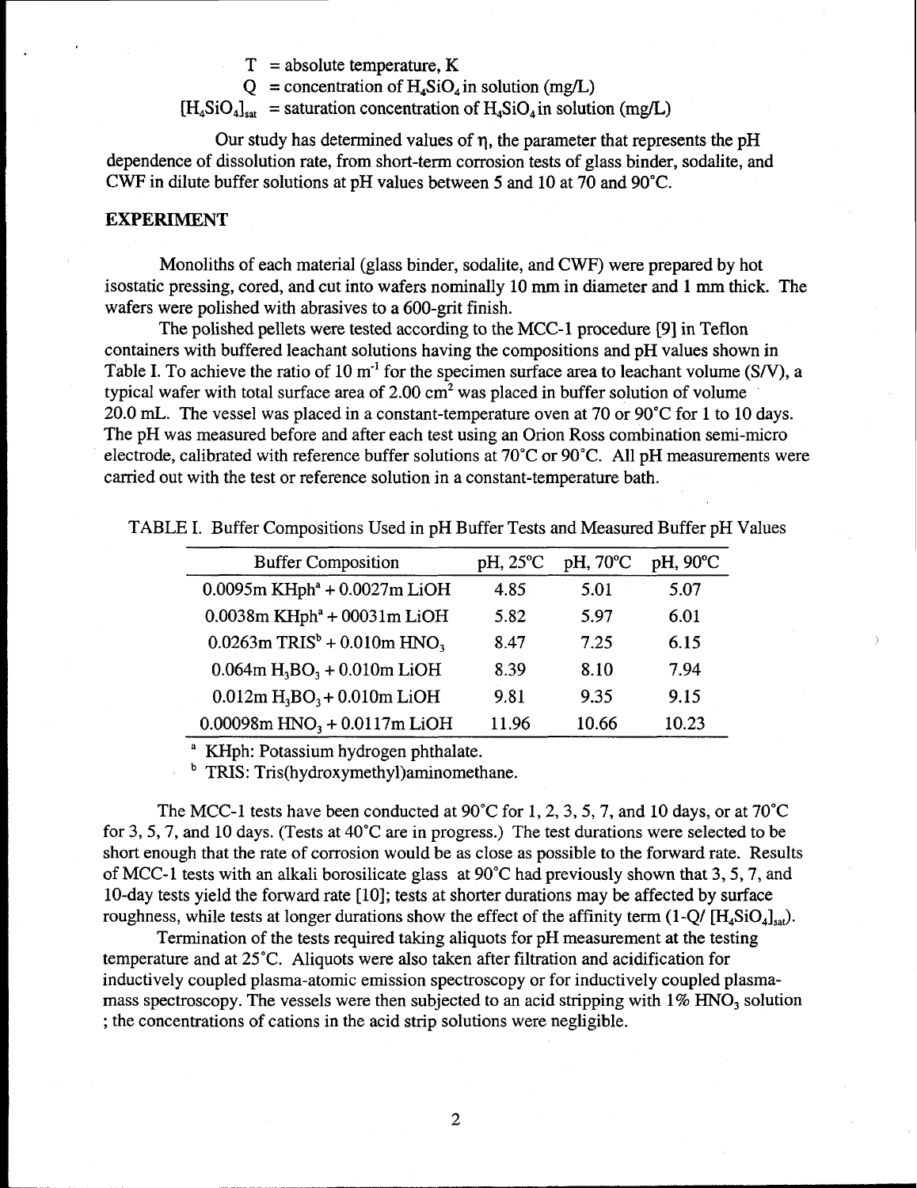$T$ = absolute temperature, K

$Q$ = concentration of $H_4SiO_4$ in solution (mg/L)

$[H_4SiO_4]_{sat}$ = saturation concentration of $H_4SiO_4$ in solution (mg/L)

Our study has determined values of $\eta$, the parameter that represents the pH dependence of dissolution rate, from short-term corrosion tests of glass binder, sodalite, and CWF in dilute buffer solutions at pH values between 5 and 10 at 70 and 90°C.

## EXPERIMENT

Monoliths of each material (glass binder, sodalite, and CWF) were prepared by hot isostatic pressing, cored, and cut into wafers nominally 10 mm in diameter and 1 mm thick. The wafers were polished with abrasives to a 600-grit finish.

The polished pellets were tested according to the MCC-1 procedure [9] in Teflon containers with buffered leachant solutions having the compositions and pH values shown in Table I. To achieve the ratio of 10 $m^{-1}$ for the specimen surface area to leachant volume (S/V), a typical wafer with total surface area of 2.00 $cm^2$ was placed in buffer solution of volume 20.0 mL. The vessel was placed in a constant-temperature oven at 70 or 90°C for 1 to 10 days. The pH was measured before and after each test using an Orion Ross combination semi-micro electrode, calibrated with reference buffer solutions at 70°C or 90°C. All pH measurements were carried out with the test or reference solution in a constant-temperature bath.

TABLE I. Buffer Compositions Used in pH Buffer Tests and Measured Buffer pH Values

| Buffer Composition | pH, 25°C | pH, 70°C | pH, 90°C |
|---|---|---|---|
| 0.0095m KHph[a] + 0.0027m LiOH | 4.85 | 5.01 | 5.07 |
| 0.0038m KHph[a] + 00031m LiOH | 5.82 | 5.97 | 6.01 |
| 0.0263m TRIS[b] + 0.010m $HNO_3$ | 8.47 | 7.25 | 6.15 |
| 0.064m $H_3BO_3$ + 0.010m LiOH | 8.39 | 8.10 | 7.94 |
| 0.012m $H_3BO_3$ + 0.010m LiOH | 9.81 | 9.35 | 9.15 |
| 0.00098m $HNO_3$ + 0.0117m LiOH | 11.96 | 10.66 | 10.23 |

[a] KHph: Potassium hydrogen phthalate.

[b] TRIS: Tris(hydroxymethyl)aminomethane.

The MCC-1 tests have been conducted at 90°C for 1, 2, 3, 5, 7, and 10 days, or at 70°C for 3, 5, 7, and 10 days. (Tests at 40°C are in progress.) The test durations were selected to be short enough that the rate of corrosion would be as close as possible to the forward rate. Results of MCC-1 tests with an alkali borosilicate glass at 90°C had previously shown that 3, 5, 7, and 10-day tests yield the forward rate [10]; tests at shorter durations may be affected by surface roughness, while tests at longer durations show the effect of the affinity term ($1 - Q/[H_4SiO_4]_{sat}$).

Termination of the tests required taking aliquots for pH measurement at the testing temperature and at 25°C. Aliquots were also taken after filtration and acidification for inductively coupled plasma-atomic emission spectroscopy or for inductively coupled plasma-mass spectroscopy. The vessels were then subjected to an acid stripping with 1% $HNO_3$ solution ; the concentrations of cations in the acid strip solutions were negligible.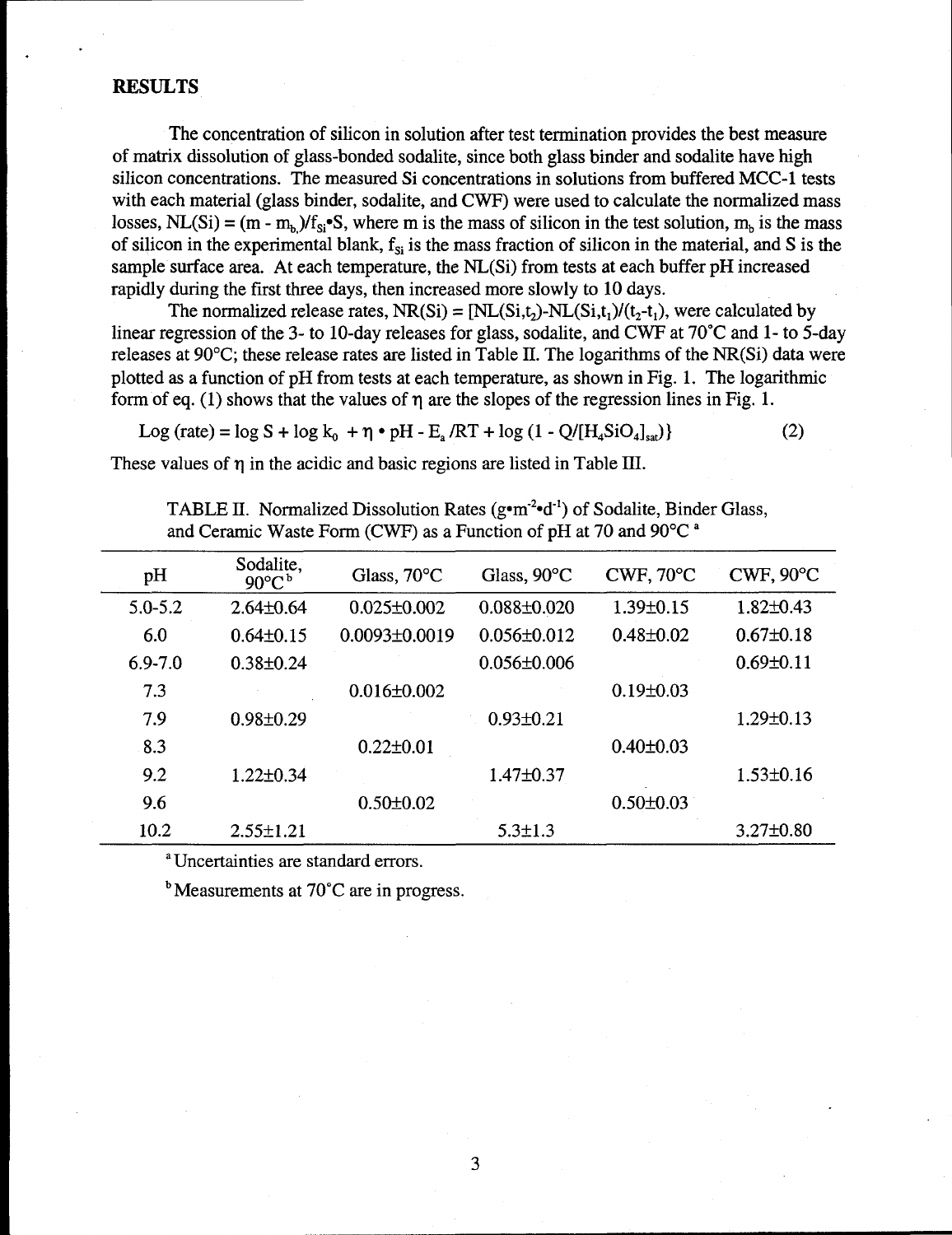## RESULTS

The concentration of silicon in solution after test termination provides the best measure of matrix dissolution of glass-bonded sodalite, since both glass binder and sodalite have high silicon concentrations. The measured Si concentrations in solutions from buffered MCC-1 tests with each material (glass binder, sodalite, and CWF) were used to calculate the normalized mass losses, $NL(Si) = (m - m_b)/f_{Si} \cdot S$, where m is the mass of silicon in the test solution, $m_b$ is the mass of silicon in the experimental blank, $f_{Si}$ is the mass fraction of silicon in the material, and S is the sample surface area. At each temperature, the NL(Si) from tests at each buffer pH increased rapidly during the first three days, then increased more slowly to 10 days.

The normalized release rates, $NR(Si) = [NL(Si,t_2)-NL(Si,t_1)/(t_2-t_1)$, were calculated by linear regression of the 3- to 10-day releases for glass, sodalite, and CWF at 70°C and 1- to 5-day releases at 90°C; these release rates are listed in Table II. The logarithms of the NR(Si) data were plotted as a function of pH from tests at each temperature, as shown in Fig. 1. The logarithmic form of eq. (1) shows that the values of η are the slopes of the regression lines in Fig. 1.

$$\text{Log (rate)} = \log S + \log k_0 + \eta \cdot pH - E_a/RT + \log (1 - Q/[H_4SiO_4]_{sat})\} \qquad (2)$$

These values of η in the acidic and basic regions are listed in Table III.

TABLE II. Normalized Dissolution Rates ($g \cdot m^{-2} \cdot d^{-1}$) of Sodalite, Binder Glass, and Ceramic Waste Form (CWF) as a Function of pH at 70 and 90°C [a]

| pH | Sodalite, 90°C [b] | Glass, 70°C | Glass, 90°C | CWF, 70°C | CWF, 90°C |
|---|---|---|---|---|---|
| 5.0-5.2 | 2.64±0.64 | 0.025±0.002 | 0.088±0.020 | 1.39±0.15 | 1.82±0.43 |
| 6.0 | 0.64±0.15 | 0.0093±0.0019 | 0.056±0.012 | 0.48±0.02 | 0.67±0.18 |
| 6.9-7.0 | 0.38±0.24 | | 0.056±0.006 | | 0.69±0.11 |
| 7.3 | | 0.016±0.002 | | 0.19±0.03 | |
| 7.9 | 0.98±0.29 | | 0.93±0.21 | | 1.29±0.13 |
| 8.3 | | 0.22±0.01 | | 0.40±0.03 | |
| 9.2 | 1.22±0.34 | | 1.47±0.37 | | 1.53±0.16 |
| 9.6 | | 0.50±0.02 | | 0.50±0.03 | |
| 10.2 | 2.55±1.21 | | 5.3±1.3 | | 3.27±0.80 |

[a] Uncertainties are standard errors.

[b] Measurements at 70°C are in progress.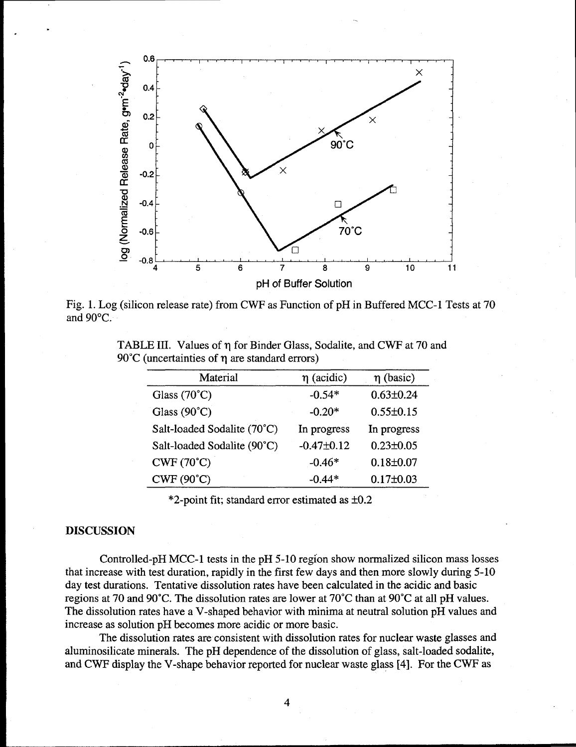Fig. 1. Log (silicon release rate) from CWF as Function of pH in Buffered MCC-1 Tests at 70 and 90°C.

TABLE III. Values of η for Binder Glass, Sodalite, and CWF at 70 and 90°C (uncertainties of η are standard errors)

| Material | η (acidic) | η (basic) |
|---|---|---|
| Glass (70°C) | -0.54* | 0.63±0.24 |
| Glass (90°C) | -0.20* | 0.55±0.15 |
| Salt-loaded Sodalite (70°C) | In progress | In progress |
| Salt-loaded Sodalite (90°C) | -0.47±0.12 | 0.23±0.05 |
| CWF (70°C) | -0.46* | 0.18±0.07 |
| CWF (90°C) | -0.44* | 0.17±0.03 |

*2-point fit; standard error estimated as ±0.2

## DISCUSSION

Controlled-pH MCC-1 tests in the pH 5-10 region show normalized silicon mass losses that increase with test duration, rapidly in the first few days and then more slowly during 5-10 day test durations. Tentative dissolution rates have been calculated in the acidic and basic regions at 70 and 90°C. The dissolution rates are lower at 70°C than at 90°C at all pH values. The dissolution rates have a V-shaped behavior with minima at neutral solution pH values and increase as solution pH becomes more acidic or more basic.

The dissolution rates are consistent with dissolution rates for nuclear waste glasses and aluminosilicate minerals. The pH dependence of the dissolution of glass, salt-loaded sodalite, and CWF display the V-shape behavior reported for nuclear waste glass [4]. For the CWF as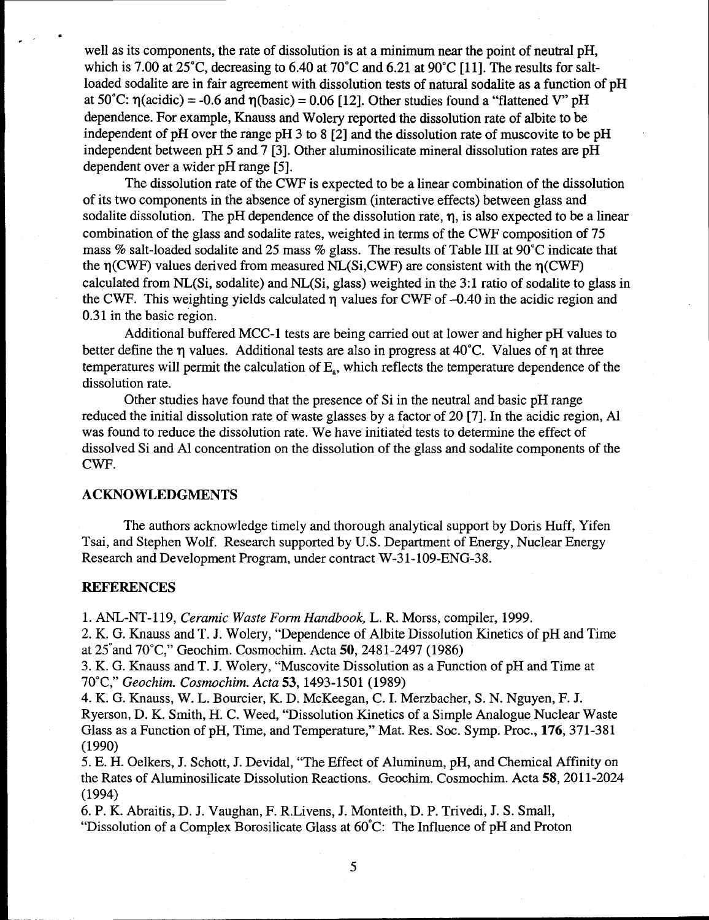well as its components, the rate of dissolution is at a minimum near the point of neutral pH, which is 7.00 at 25°C, decreasing to 6.40 at 70°C and 6.21 at 90°C [11]. The results for salt-loaded sodalite are in fair agreement with dissolution tests of natural sodalite as a function of pH at 50°C: $\eta$(acidic) = -0.6 and $\eta$(basic) = 0.06 [12]. Other studies found a "flattened V" pH dependence. For example, Knauss and Wolery reported the dissolution rate of albite to be independent of pH over the range pH 3 to 8 [2] and the dissolution rate of muscovite to be pH independent between pH 5 and 7 [3]. Other aluminosilicate mineral dissolution rates are pH dependent over a wider pH range [5].

The dissolution rate of the CWF is expected to be a linear combination of the dissolution of its two components in the absence of synergism (interactive effects) between glass and sodalite dissolution. The pH dependence of the dissolution rate, $\eta$, is also expected to be a linear combination of the glass and sodalite rates, weighted in terms of the CWF composition of 75 mass % salt-loaded sodalite and 25 mass % glass. The results of Table III at 90°C indicate that the $\eta$(CWF) values derived from measured NL(Si,CWF) are consistent with the $\eta$(CWF) calculated from NL(Si, sodalite) and NL(Si, glass) weighted in the 3:1 ratio of sodalite to glass in the CWF. This weighting yields calculated $\eta$ values for CWF of –0.40 in the acidic region and 0.31 in the basic region.

Additional buffered MCC-1 tests are being carried out at lower and higher pH values to better define the $\eta$ values. Additional tests are also in progress at 40°C. Values of $\eta$ at three temperatures will permit the calculation of $E_a$, which reflects the temperature dependence of the dissolution rate.

Other studies have found that the presence of Si in the neutral and basic pH range reduced the initial dissolution rate of waste glasses by a factor of 20 [7]. In the acidic region, Al was found to reduce the dissolution rate. We have initiated tests to determine the effect of dissolved Si and Al concentration on the dissolution of the glass and sodalite components of the CWF.

## ACKNOWLEDGMENTS

The authors acknowledge timely and thorough analytical support by Doris Huff, Yifen Tsai, and Stephen Wolf. Research supported by U.S. Department of Energy, Nuclear Energy Research and Development Program, under contract W-31-109-ENG-38.

## REFERENCES

1. ANL-NT-119, *Ceramic Waste Form Handbook,* L. R. Morss, compiler, 1999.
2. K. G. Knauss and T. J. Wolery, "Dependence of Albite Dissolution Kinetics of pH and Time at 25°and 70°C," Geochim. Cosmochim. Acta **50**, 2481-2497 (1986)
3. K. G. Knauss and T. J. Wolery, "Muscovite Dissolution as a Function of pH and Time at 70°C," *Geochim. Cosmochim. Acta* **53**, 1493-1501 (1989)
4. K. G. Knauss, W. L. Bourcier, K. D. McKeegan, C. I. Merzbacher, S. N. Nguyen, F. J. Ryerson, D. K. Smith, H. C. Weed, "Dissolution Kinetics of a Simple Analogue Nuclear Waste Glass as a Function of pH, Time, and Temperature," Mat. Res. Soc. Symp. Proc., **176**, 371-381 (1990)
5. E. H. Oelkers, J. Schott, J. Devidal, "The Effect of Aluminum, pH, and Chemical Affinity on the Rates of Aluminosilicate Dissolution Reactions. Geochim. Cosmochim. Acta **58**, 2011-2024 (1994)
6. P. K. Abraitis, D. J. Vaughan, F. R.Livens, J. Monteith, D. P. Trivedi, J. S. Small, "Dissolution of a Complex Borosilicate Glass at 60°C: The Influence of pH and Proton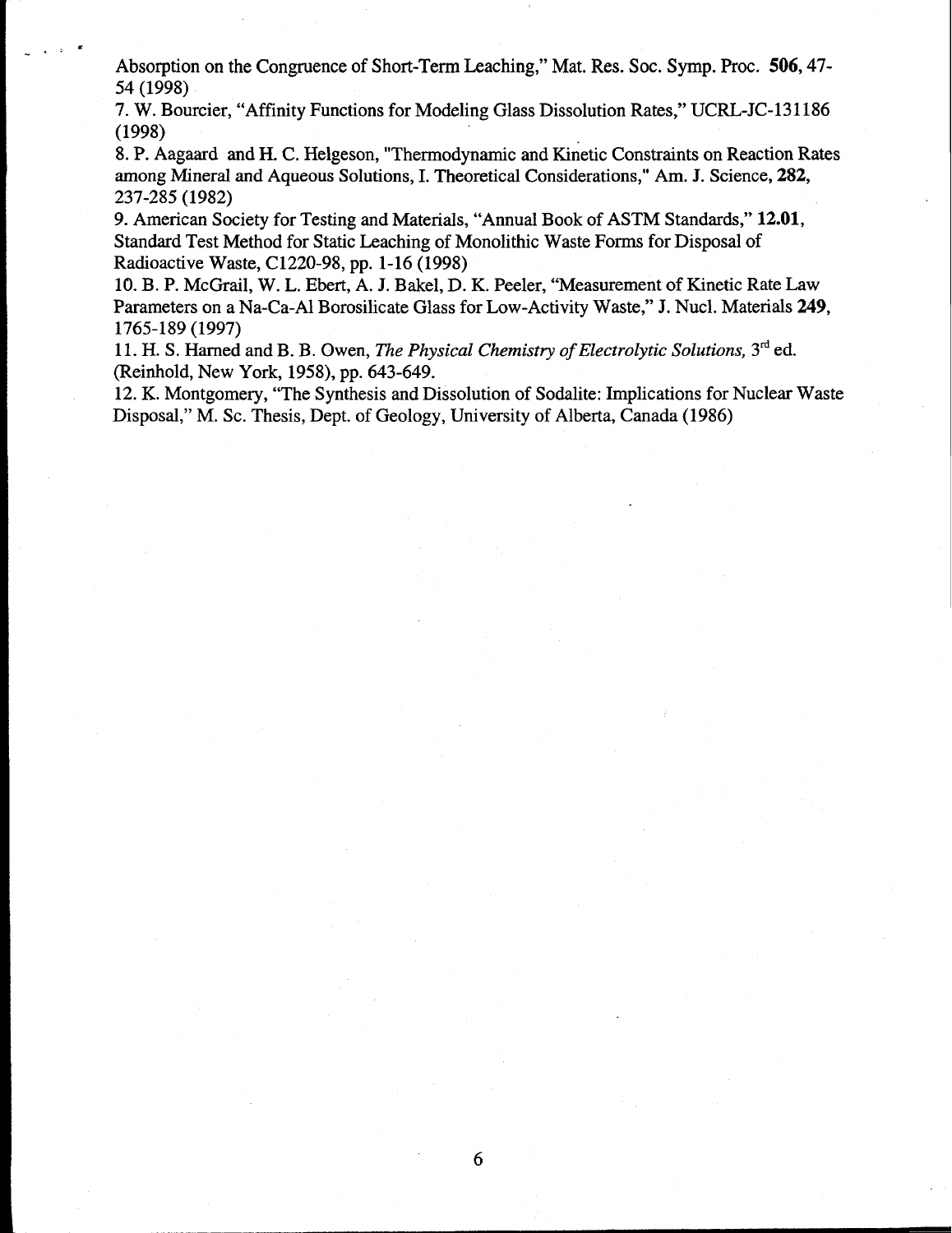Absorption on the Congruence of Short-Term Leaching," Mat. Res. Soc. Symp. Proc. **506**, 47-54 (1998)

7. W. Bourcier, "Affinity Functions for Modeling Glass Dissolution Rates," UCRL-JC-131186 (1998)

8. P. Aagaard and H. C. Helgeson, "Thermodynamic and Kinetic Constraints on Reaction Rates among Mineral and Aqueous Solutions, I. Theoretical Considerations," Am. J. Science, **282**, 237-285 (1982)

9. American Society for Testing and Materials, "Annual Book of ASTM Standards," **12.01**, Standard Test Method for Static Leaching of Monolithic Waste Forms for Disposal of Radioactive Waste, C1220-98, pp. 1-16 (1998)

10. B. P. McGrail, W. L. Ebert, A. J. Bakel, D. K. Peeler, "Measurement of Kinetic Rate Law Parameters on a Na-Ca-Al Borosilicate Glass for Low-Activity Waste," J. Nucl. Materials **249**, 1765-189 (1997)

11. H. S. Harned and B. B. Owen, *The Physical Chemistry of Electrolytic Solutions,* 3rd ed. (Reinhold, New York, 1958), pp. 643-649.

12. K. Montgomery, "The Synthesis and Dissolution of Sodalite: Implications for Nuclear Waste Disposal," M. Sc. Thesis, Dept. of Geology, University of Alberta, Canada (1986)